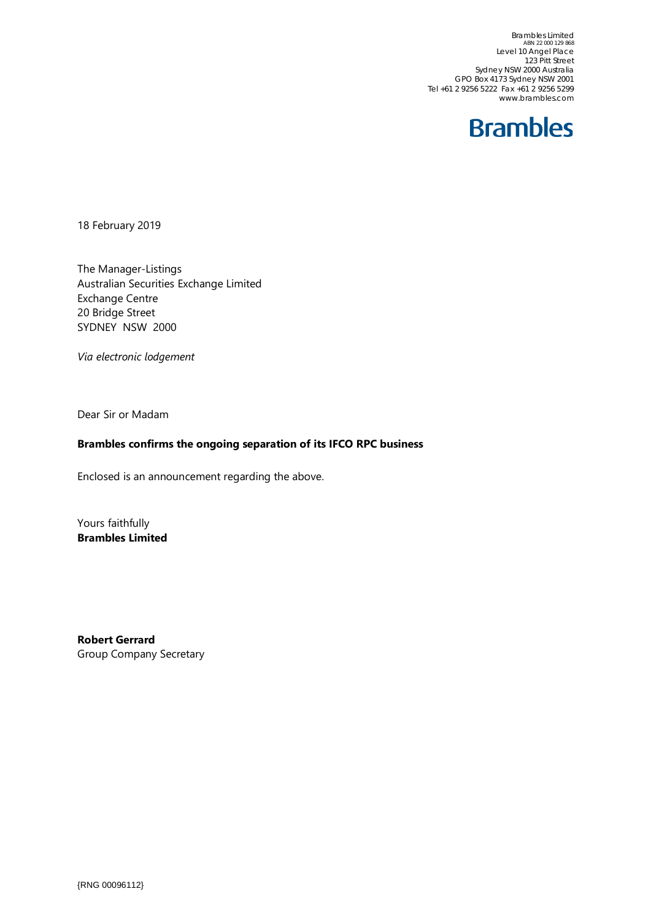Brambles Limited
ABN 22 000 129 868
Level 10 Angel Place
123 Pitt Street
Sydney NSW 2000 Australia
GPO Box 4173 Sydney NSW 2001
Tel +61 2 9256 5222 Fax +61 2 9256 5299
www.brambles.com

**Brambles**

18 February 2019

The Manager-Listings
Australian Securities Exchange Limited
Exchange Centre
20 Bridge Street
SYDNEY NSW 2000

*Via electronic lodgement*

Dear Sir or Madam

**Brambles confirms the ongoing separation of its IFCO RPC business**

Enclosed is an announcement regarding the above.

Yours faithfully
**Brambles Limited**

**Robert Gerrard**
Group Company Secretary

{RNG 00096112}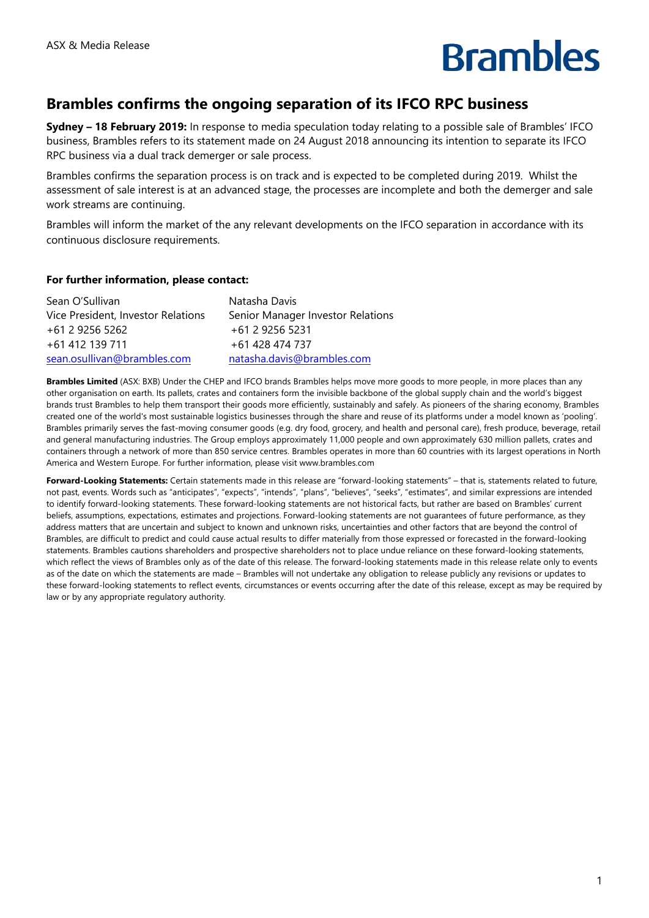ASX & Media Release

Brambles

# Brambles confirms the ongoing separation of its IFCO RPC business

**Sydney – 18 February 2019:** In response to media speculation today relating to a possible sale of Brambles' IFCO business, Brambles refers to its statement made on 24 August 2018 announcing its intention to separate its IFCO RPC business via a dual track demerger or sale process.

Brambles confirms the separation process is on track and is expected to be completed during 2019. Whilst the assessment of sale interest is at an advanced stage, the processes are incomplete and both the demerger and sale work streams are continuing.

Brambles will inform the market of the any relevant developments on the IFCO separation in accordance with its continuous disclosure requirements.

**For further information, please contact:**

| | |
|---|---|
| Sean O'Sullivan | Natasha Davis |
| Vice President, Investor Relations | Senior Manager Investor Relations |
| +61 2 9256 5262 | +61 2 9256 5231 |
| +61 412 139 711 | +61 428 474 737 |
| sean.osullivan@brambles.com | natasha.davis@brambles.com |

**Brambles Limited** (ASX: BXB) Under the CHEP and IFCO brands Brambles helps move more goods to more people, in more places than any other organisation on earth. Its pallets, crates and containers form the invisible backbone of the global supply chain and the world's biggest brands trust Brambles to help them transport their goods more efficiently, sustainably and safely. As pioneers of the sharing economy, Brambles created one of the world's most sustainable logistics businesses through the share and reuse of its platforms under a model known as 'pooling'. Brambles primarily serves the fast-moving consumer goods (e.g. dry food, grocery, and health and personal care), fresh produce, beverage, retail and general manufacturing industries. The Group employs approximately 11,000 people and own approximately 630 million pallets, crates and containers through a network of more than 850 service centres. Brambles operates in more than 60 countries with its largest operations in North America and Western Europe. For further information, please visit www.brambles.com

**Forward-Looking Statements:** Certain statements made in this release are "forward-looking statements" – that is, statements related to future, not past, events. Words such as "anticipates", "expects", "intends", "plans", "believes", "seeks", "estimates", and similar expressions are intended to identify forward-looking statements. These forward-looking statements are not historical facts, but rather are based on Brambles' current beliefs, assumptions, expectations, estimates and projections. Forward-looking statements are not guarantees of future performance, as they address matters that are uncertain and subject to known and unknown risks, uncertainties and other factors that are beyond the control of Brambles, are difficult to predict and could cause actual results to differ materially from those expressed or forecasted in the forward-looking statements. Brambles cautions shareholders and prospective shareholders not to place undue reliance on these forward-looking statements, which reflect the views of Brambles only as of the date of this release. The forward-looking statements made in this release relate only to events as of the date on which the statements are made – Brambles will not undertake any obligation to release publicly any revisions or updates to these forward-looking statements to reflect events, circumstances or events occurring after the date of this release, except as may be required by law or by any appropriate regulatory authority.